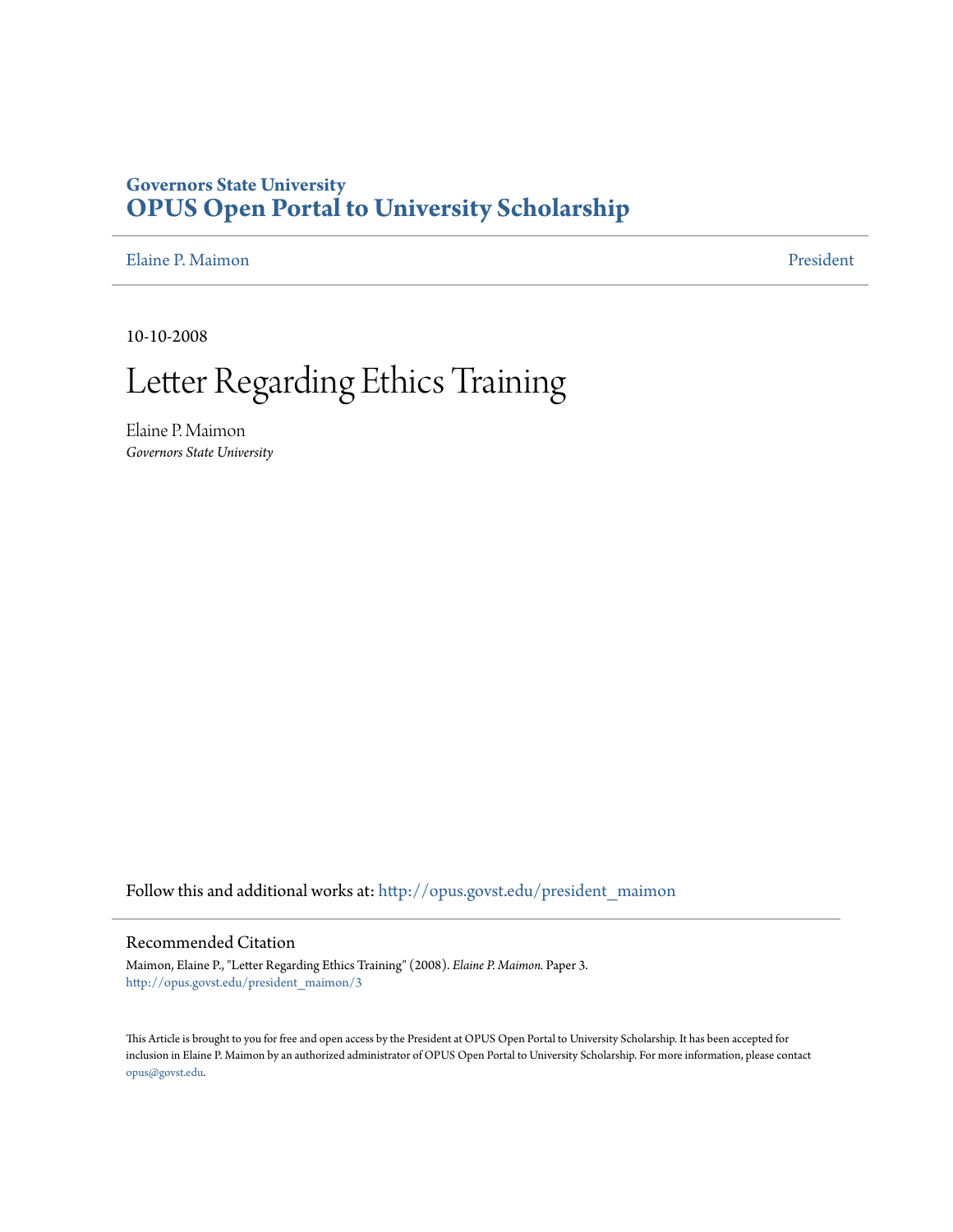**Governors State University**
# OPUS Open Portal to University Scholarship

Elaine P. Maimon President

---

10-10-2008

# Letter Regarding Ethics Training

Elaine P. Maimon
*Governors State University*

Follow this and additional works at: http://opus.govst.edu/president_maimon

## Recommended Citation

Maimon, Elaine P., "Letter Regarding Ethics Training" (2008). *Elaine P. Maimon.* Paper 3.
http://opus.govst.edu/president_maimon/3

This Article is brought to you for free and open access by the President at OPUS Open Portal to University Scholarship. It has been accepted for inclusion in Elaine P. Maimon by an authorized administrator of OPUS Open Portal to University Scholarship. For more information, please contact opus@govst.edu.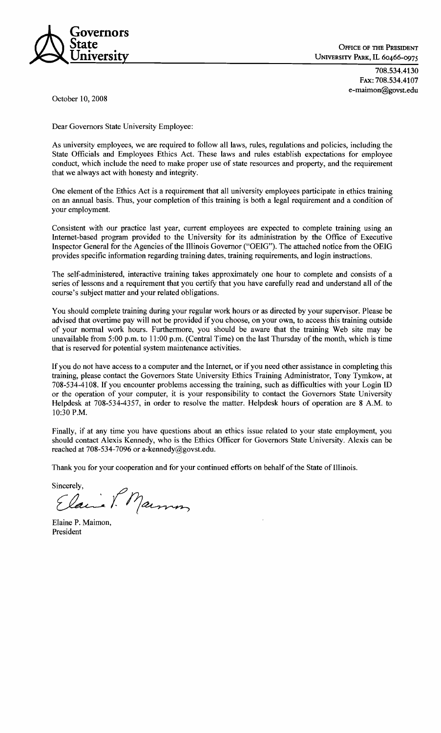**Governors State University**

OFFICE OF THE PRESIDENT
UNIVERSITY PARK, IL 60466-0975

708.534.4130
FAX: 708.534.4107
e-maimon@govst.edu

October 10, 2008

Dear Governors State University Employee:

As university employees, we are required to follow all laws, rules, regulations and policies, including the State Officials and Employees Ethics Act. These laws and rules establish expectations for employee conduct, which include the need to make proper use of state resources and property, and the requirement that we always act with honesty and integrity.

One element of the Ethics Act is a requirement that all university employees participate in ethics training on an annual basis. Thus, your completion of this training is both a legal requirement and a condition of your employment.

Consistent with our practice last year, current employees are expected to complete training using an Internet-based program provided to the University for its administration by the Office of Executive Inspector General for the Agencies of the Illinois Governor ("OEIG"). The attached notice from the OEIG provides specific information regarding training dates, training requirements, and login instructions.

The self-administered, interactive training takes approximately one hour to complete and consists of a series of lessons and a requirement that you certify that you have carefully read and understand all of the course's subject matter and your related obligations.

You should complete training during your regular work hours or as directed by your supervisor. Please be advised that overtime pay will not be provided if you choose, on your own, to access this training outside of your normal work hours. Furthermore, you should be aware that the training Web site may be unavailable from 5:00 p.m. to 11:00 p.m. (Central Time) on the last Thursday of the month, which is time that is reserved for potential system maintenance activities.

If you do not have access to a computer and the Internet, or if you need other assistance in completing this training, please contact the Governors State University Ethics Training Administrator, Tony Tymkow, at 708-534-4108. If you encounter problems accessing the training, such as difficulties with your Login ID or the operation of your computer, it is your responsibility to contact the Governors State University Helpdesk at 708-534-4357, in order to resolve the matter. Helpdesk hours of operation are 8 A.M. to 10:30 P.M.

Finally, if at any time you have questions about an ethics issue related to your state employment, you should contact Alexis Kennedy, who is the Ethics Officer for Governors State University. Alexis can be reached at 708-534-7096 or a-kennedy@govst.edu.

Thank you for your cooperation and for your continued efforts on behalf of the State of Illinois.

Sincerely,

Elaine P. Maimon,
President